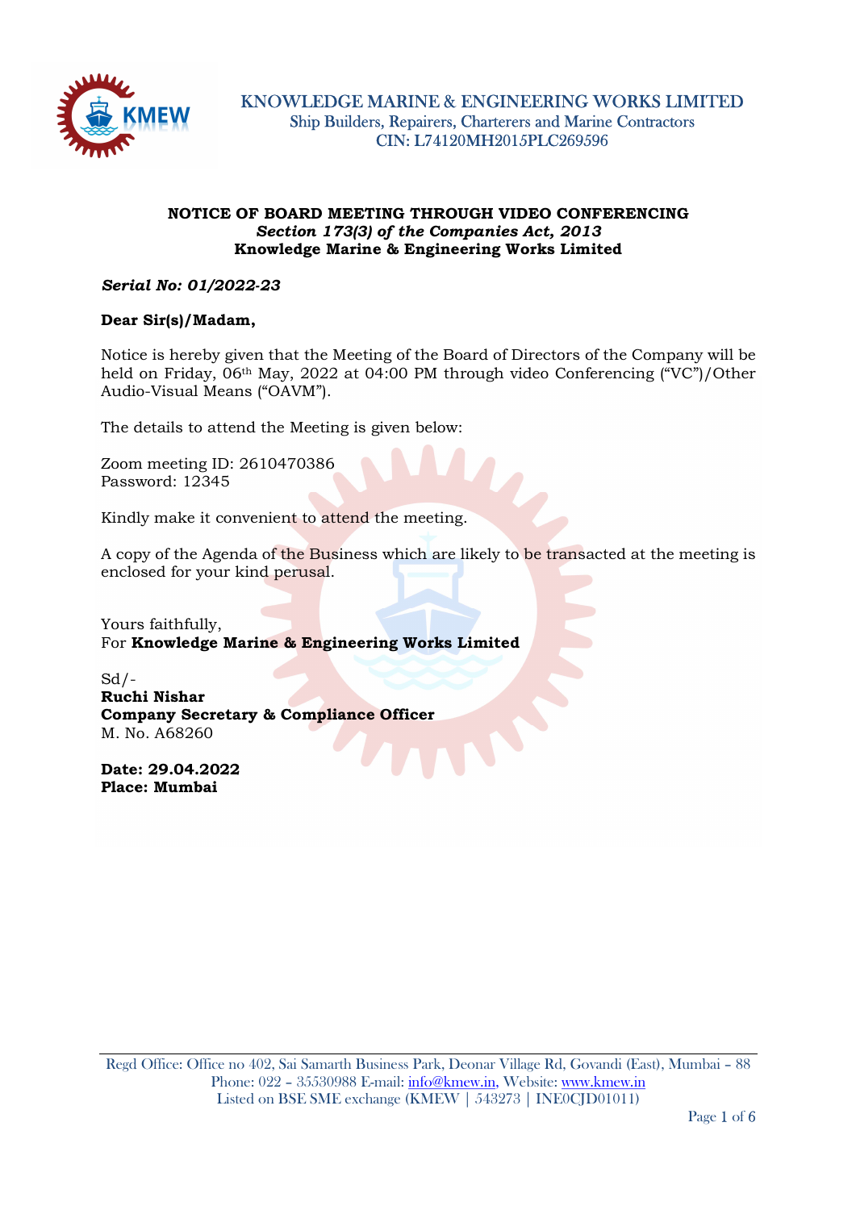**KNOWLEDGE MARINE & ENGINEERING WORKS LIMITED**
Ship Builders, Repairers, Charterers and Marine Contractors
CIN: L74120MH2015PLC269596

**NOTICE OF BOARD MEETING THROUGH VIDEO CONFERENCING**
***Section 173(3) of the Companies Act, 2013***
**Knowledge Marine & Engineering Works Limited**

***Serial No: 01/2022-23***

**Dear Sir(s)/Madam,**

Notice is hereby given that the Meeting of the Board of Directors of the Company will be held on Friday, 06th May, 2022 at 04:00 PM through video Conferencing ("VC")/Other Audio-Visual Means ("OAVM").

The details to attend the Meeting is given below:

Zoom meeting ID: 2610470386
Password: 12345

Kindly make it convenient to attend the meeting.

A copy of the Agenda of the Business which are likely to be transacted at the meeting is enclosed for your kind perusal.

Yours faithfully,
For **Knowledge Marine & Engineering Works Limited**

Sd/-
**Ruchi Nishar**
**Company Secretary & Compliance Officer**
M. No. A68260

**Date: 29.04.2022**
**Place: Mumbai**

Regd Office: Office no 402, Sai Samarth Business Park, Deonar Village Rd, Govandi (East), Mumbai – 88
Phone: 022 – 35530988 E-mail: info@kmew.in, Website: www.kmew.in
Listed on BSE SME exchange (KMEW | 543273 | INE0CJD01011)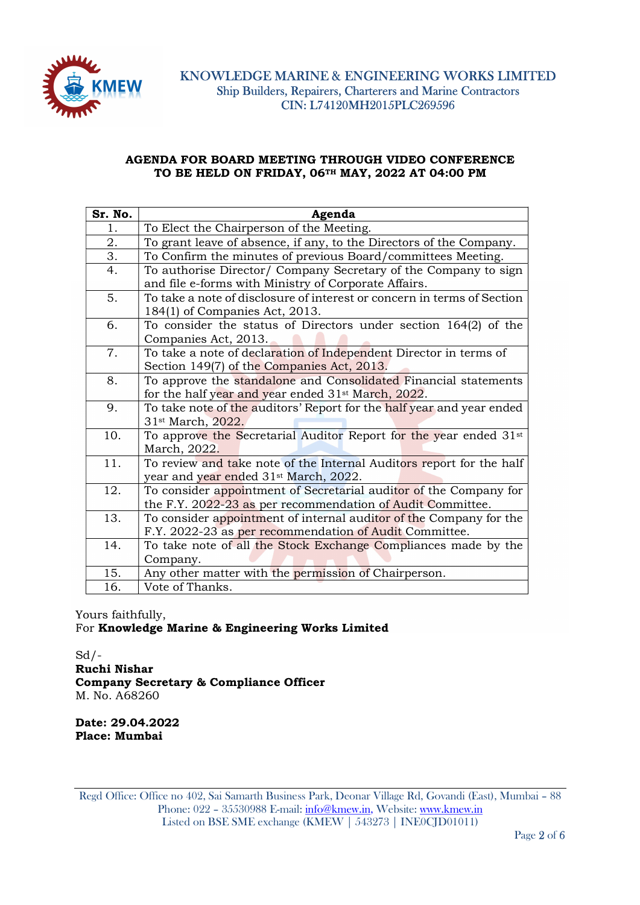KNOWLEDGE MARINE & ENGINEERING WORKS LIMITED
Ship Builders, Repairers, Charterers and Marine Contractors
CIN: L74120MH2015PLC269596

## AGENDA FOR BOARD MEETING THROUGH VIDEO CONFERENCE TO BE HELD ON FRIDAY, 06TH MAY, 2022 AT 04:00 PM

| Sr. No. | Agenda |
|---|---|
| 1. | To Elect the Chairperson of the Meeting. |
| 2. | To grant leave of absence, if any, to the Directors of the Company. |
| 3. | To Confirm the minutes of previous Board/committees Meeting. |
| 4. | To authorise Director/ Company Secretary of the Company to sign and file e-forms with Ministry of Corporate Affairs. |
| 5. | To take a note of disclosure of interest or concern in terms of Section 184(1) of Companies Act, 2013. |
| 6. | To consider the status of Directors under section 164(2) of the Companies Act, 2013. |
| 7. | To take a note of declaration of Independent Director in terms of Section 149(7) of the Companies Act, 2013. |
| 8. | To approve the standalone and Consolidated Financial statements for the half year and year ended 31st March, 2022. |
| 9. | To take note of the auditors' Report for the half year and year ended 31st March, 2022. |
| 10. | To approve the Secretarial Auditor Report for the year ended 31st March, 2022. |
| 11. | To review and take note of the Internal Auditors report for the half year and year ended 31st March, 2022. |
| 12. | To consider appointment of Secretarial auditor of the Company for the F.Y. 2022-23 as per recommendation of Audit Committee. |
| 13. | To consider appointment of internal auditor of the Company for the F.Y. 2022-23 as per recommendation of Audit Committee. |
| 14. | To take note of all the Stock Exchange Compliances made by the Company. |
| 15. | Any other matter with the permission of Chairperson. |
| 16. | Vote of Thanks. |

Yours faithfully,
For **Knowledge Marine & Engineering Works Limited**

Sd/-
**Ruchi Nishar**
**Company Secretary & Compliance Officer**
M. No. A68260

**Date: 29.04.2022**
**Place: Mumbai**

Regd Office: Office no 402, Sai Samarth Business Park, Deonar Village Rd, Govandi (East), Mumbai – 88
Phone: 022 – 35530988 E-mail: info@kmew.in, Website: www.kmew.in
Listed on BSE SME exchange (KMEW | 543273 | INE0CJD01011)